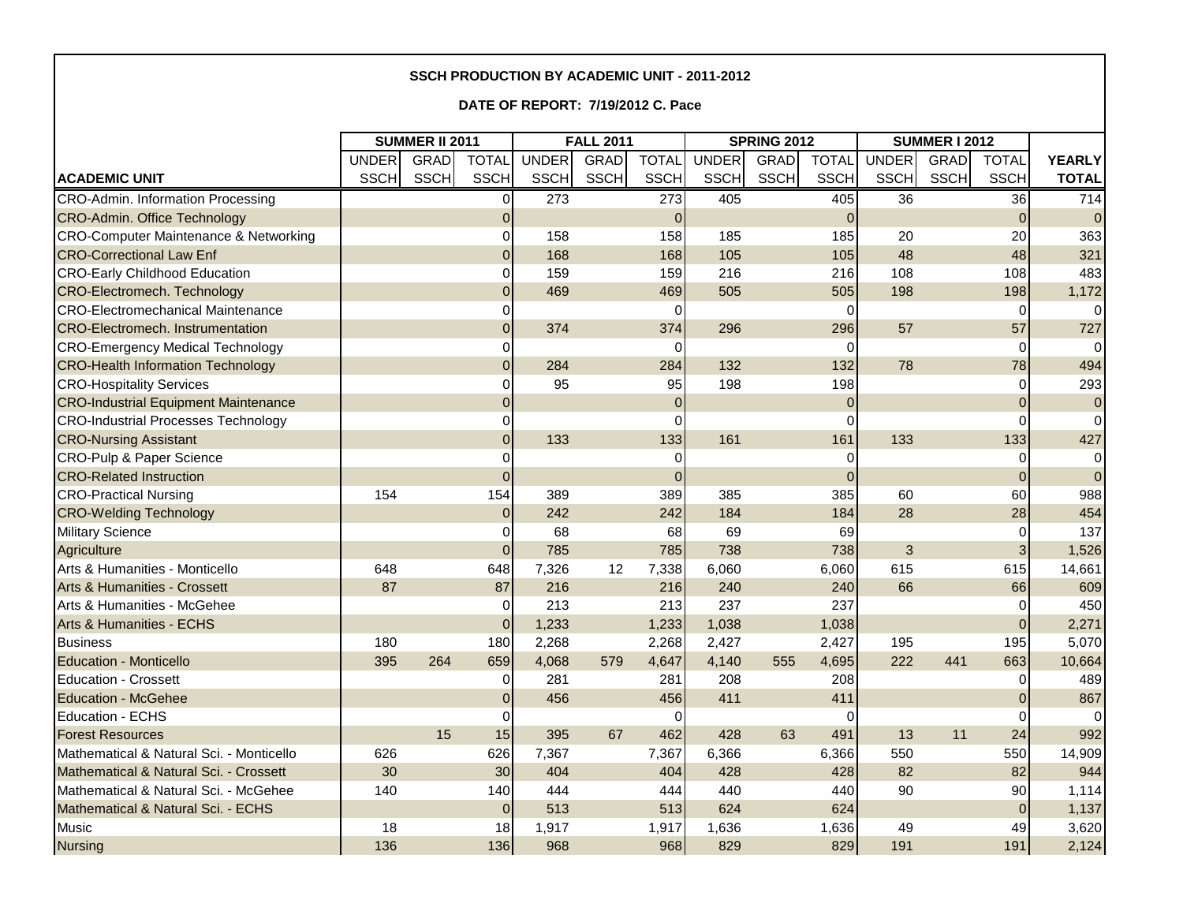**SSCH PRODUCTION BY ACADEMIC UNIT - 2011-2012**

**DATE OF REPORT: 7/19/2012 C. Pace**

| | SUMMER II 2011 | | | FALL 2011 | | | SPRING 2012 | | | SUMMER I 2012 | | | |
|---|---|---|---|---|---|---|---|---|---|---|---|---|---|
| ACADEMIC UNIT | UNDER SSCH | GRAD SSCH | TOTAL SSCH | UNDER SSCH | GRAD SSCH | TOTAL SSCH | UNDER SSCH | GRAD SSCH | TOTAL SSCH | UNDER SSCH | GRAD SSCH | TOTAL SSCH | YEARLY TOTAL |
| CRO-Admin. Information Processing | | | 0 | 273 | | 273 | 405 | | 405 | 36 | | 36 | 714 |
| CRO-Admin. Office Technology | | | 0 | | | 0 | | | 0 | | | 0 | 0 |
| CRO-Computer Maintenance & Networking | | | 0 | 158 | | 158 | 185 | | 185 | 20 | | 20 | 363 |
| CRO-Correctional Law Enf | | | 0 | 168 | | 168 | 105 | | 105 | 48 | | 48 | 321 |
| CRO-Early Childhood Education | | | 0 | 159 | | 159 | 216 | | 216 | 108 | | 108 | 483 |
| CRO-Electromech. Technology | | | 0 | 469 | | 469 | 505 | | 505 | 198 | | 198 | 1,172 |
| CRO-Electromechanical Maintenance | | | 0 | | | 0 | | | 0 | | | 0 | 0 |
| CRO-Electromech. Instrumentation | | | 0 | 374 | | 374 | 296 | | 296 | 57 | | 57 | 727 |
| CRO-Emergency Medical Technology | | | 0 | | | 0 | | | 0 | | | 0 | 0 |
| CRO-Health Information Technology | | | 0 | 284 | | 284 | 132 | | 132 | 78 | | 78 | 494 |
| CRO-Hospitality Services | | | 0 | 95 | | 95 | 198 | | 198 | | | 0 | 293 |
| CRO-Industrial Equipment Maintenance | | | 0 | | | 0 | | | 0 | | | 0 | 0 |
| CRO-Industrial Processes Technology | | | 0 | | | 0 | | | 0 | | | 0 | 0 |
| CRO-Nursing Assistant | | | 0 | 133 | | 133 | 161 | | 161 | 133 | | 133 | 427 |
| CRO-Pulp & Paper Science | | | 0 | | | 0 | | | 0 | | | 0 | 0 |
| CRO-Related Instruction | | | 0 | | | 0 | | | 0 | | | 0 | 0 |
| CRO-Practical Nursing | 154 | | 154 | 389 | | 389 | 385 | | 385 | 60 | | 60 | 988 |
| CRO-Welding Technology | | | 0 | 242 | | 242 | 184 | | 184 | 28 | | 28 | 454 |
| Military Science | | | 0 | 68 | | 68 | 69 | | 69 | | | 0 | 137 |
| Agriculture | | | 0 | 785 | | 785 | 738 | | 738 | 3 | | 3 | 1,526 |
| Arts & Humanities - Monticello | 648 | | 648 | 7,326 | 12 | 7,338 | 6,060 | | 6,060 | 615 | | 615 | 14,661 |
| Arts & Humanities - Crossett | 87 | | 87 | 216 | | 216 | 240 | | 240 | 66 | | 66 | 609 |
| Arts & Humanities - McGehee | | | 0 | 213 | | 213 | 237 | | 237 | | | 0 | 450 |
| Arts & Humanities - ECHS | | | 0 | 1,233 | | 1,233 | 1,038 | | 1,038 | | | 0 | 2,271 |
| Business | 180 | | 180 | 2,268 | | 2,268 | 2,427 | | 2,427 | 195 | | 195 | 5,070 |
| Education - Monticello | 395 | 264 | 659 | 4,068 | 579 | 4,647 | 4,140 | 555 | 4,695 | 222 | 441 | 663 | 10,664 |
| Education - Crossett | | | 0 | 281 | | 281 | 208 | | 208 | | | 0 | 489 |
| Education - McGehee | | | 0 | 456 | | 456 | 411 | | 411 | | | 0 | 867 |
| Education - ECHS | | | 0 | | | 0 | | | 0 | | | 0 | 0 |
| Forest Resources | | 15 | 15 | 395 | 67 | 462 | 428 | 63 | 491 | 13 | 11 | 24 | 992 |
| Mathematical & Natural Sci. - Monticello | 626 | | 626 | 7,367 | | 7,367 | 6,366 | | 6,366 | 550 | | 550 | 14,909 |
| Mathematical & Natural Sci. - Crossett | 30 | | 30 | 404 | | 404 | 428 | | 428 | 82 | | 82 | 944 |
| Mathematical & Natural Sci. - McGehee | 140 | | 140 | 444 | | 444 | 440 | | 440 | 90 | | 90 | 1,114 |
| Mathematical & Natural Sci. - ECHS | | | 0 | 513 | | 513 | 624 | | 624 | | | 0 | 1,137 |
| Music | 18 | | 18 | 1,917 | | 1,917 | 1,636 | | 1,636 | 49 | | 49 | 3,620 |
| Nursing | 136 | | 136 | 968 | | 968 | 829 | | 829 | 191 | | 191 | 2,124 |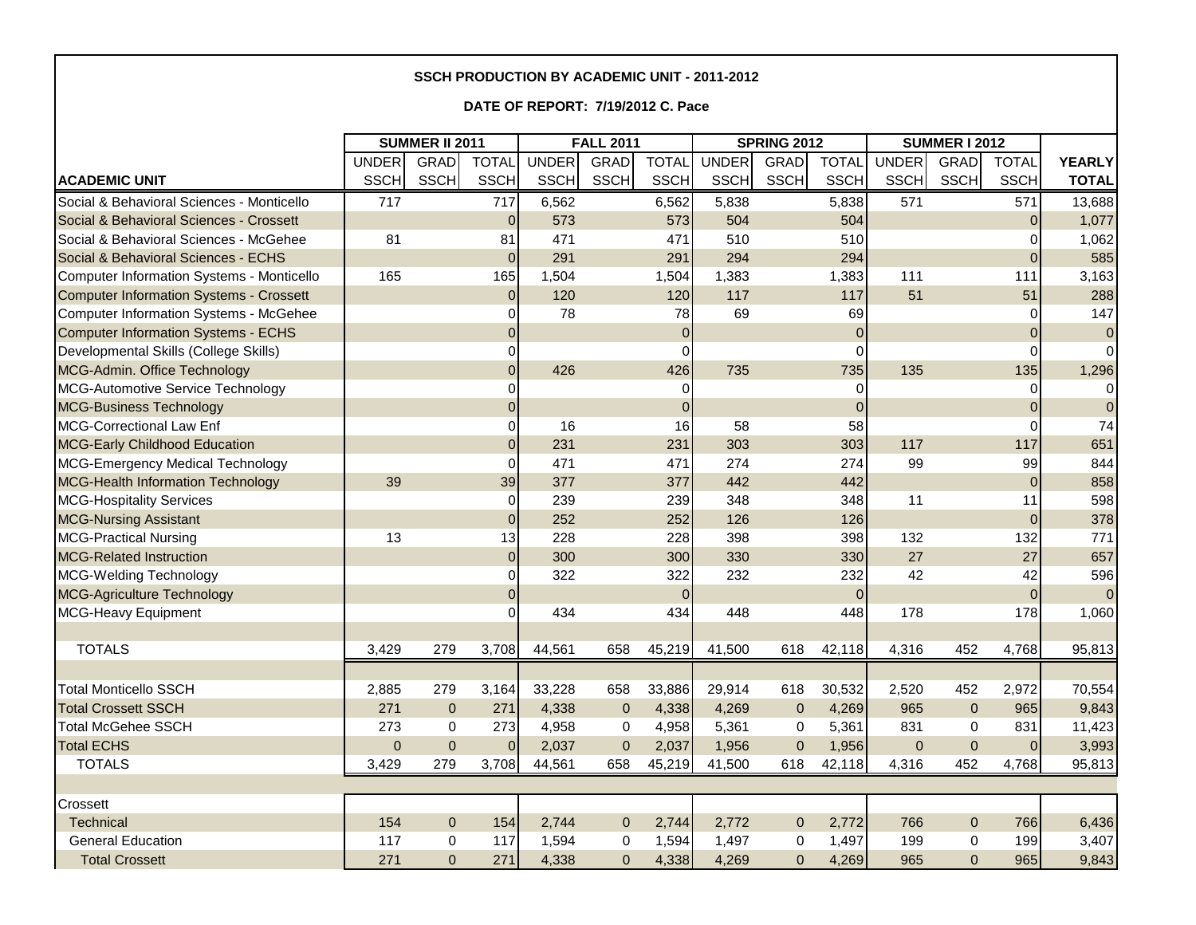**SSCH PRODUCTION BY ACADEMIC UNIT - 2011-2012**

**DATE OF REPORT: 7/19/2012 C. Pace**

| ACADEMIC UNIT | SUMMER II 2011 | | | FALL 2011 | | | SPRING 2012 | | | SUMMER I 2012 | | | YEARLY TOTAL |
|---|---|---|---|---|---|---|---|---|---|---|---|---|---|
| | UNDER SSCH | GRAD SSCH | TOTAL SSCH | UNDER SSCH | GRAD SSCH | TOTAL SSCH | UNDER SSCH | GRAD SSCH | TOTAL SSCH | UNDER SSCH | GRAD SSCH | TOTAL SSCH | |
| Social & Behavioral Sciences - Monticello | 717 | | 717 | 6,562 | | 6,562 | 5,838 | | 5,838 | 571 | | 571 | 13,688 |
| Social & Behavioral Sciences - Crossett | | | 0 | 573 | | 573 | 504 | | 504 | | | 0 | 1,077 |
| Social & Behavioral Sciences - McGehee | 81 | | 81 | 471 | | 471 | 510 | | 510 | | | 0 | 1,062 |
| Social & Behavioral Sciences - ECHS | | | 0 | 291 | | 291 | 294 | | 294 | | | 0 | 585 |
| Computer Information Systems - Monticello | 165 | | 165 | 1,504 | | 1,504 | 1,383 | | 1,383 | 111 | | 111 | 3,163 |
| Computer Information Systems - Crossett | | | 0 | 120 | | 120 | 117 | | 117 | 51 | | 51 | 288 |
| Computer Information Systems - McGehee | | | 0 | 78 | | 78 | 69 | | 69 | | | 0 | 147 |
| Computer Information Systems - ECHS | | | 0 | | | 0 | | | 0 | | | 0 | 0 |
| Developmental Skills (College Skills) | | | 0 | | | 0 | | | 0 | | | 0 | 0 |
| MCG-Admin. Office Technology | | | 0 | 426 | | 426 | 735 | | 735 | 135 | | 135 | 1,296 |
| MCG-Automotive Service Technology | | | 0 | | | 0 | | | 0 | | | 0 | 0 |
| MCG-Business Technology | | | 0 | | | 0 | | | 0 | | | 0 | 0 |
| MCG-Correctional Law Enf | | | 0 | 16 | | 16 | 58 | | 58 | | | 0 | 74 |
| MCG-Early Childhood Education | | | 0 | 231 | | 231 | 303 | | 303 | 117 | | 117 | 651 |
| MCG-Emergency Medical Technology | | | 0 | 471 | | 471 | 274 | | 274 | 99 | | 99 | 844 |
| MCG-Health Information Technology | 39 | | 39 | 377 | | 377 | 442 | | 442 | | | 0 | 858 |
| MCG-Hospitality Services | | | 0 | 239 | | 239 | 348 | | 348 | 11 | | 11 | 598 |
| MCG-Nursing Assistant | | | 0 | 252 | | 252 | 126 | | 126 | | | 0 | 378 |
| MCG-Practical Nursing | 13 | | 13 | 228 | | 228 | 398 | | 398 | 132 | | 132 | 771 |
| MCG-Related Instruction | | | 0 | 300 | | 300 | 330 | | 330 | 27 | | 27 | 657 |
| MCG-Welding Technology | | | 0 | 322 | | 322 | 232 | | 232 | 42 | | 42 | 596 |
| MCG-Agriculture Technology | | | 0 | | | 0 | | | 0 | | | 0 | 0 |
| MCG-Heavy Equipment | | | 0 | 434 | | 434 | 448 | | 448 | 178 | | 178 | 1,060 |
| TOTALS | 3,429 | 279 | 3,708 | 44,561 | 658 | 45,219 | 41,500 | 618 | 42,118 | 4,316 | 452 | 4,768 | 95,813 |
| Total Monticello SSCH | 2,885 | 279 | 3,164 | 33,228 | 658 | 33,886 | 29,914 | 618 | 30,532 | 2,520 | 452 | 2,972 | 70,554 |
| Total Crossett SSCH | 271 | 0 | 271 | 4,338 | 0 | 4,338 | 4,269 | 0 | 4,269 | 965 | 0 | 965 | 9,843 |
| Total McGehee SSCH | 273 | 0 | 273 | 4,958 | 0 | 4,958 | 5,361 | 0 | 5,361 | 831 | 0 | 831 | 11,423 |
| Total ECHS | 0 | 0 | 0 | 2,037 | 0 | 2,037 | 1,956 | 0 | 1,956 | 0 | 0 | 0 | 3,993 |
| TOTALS | 3,429 | 279 | 3,708 | 44,561 | 658 | 45,219 | 41,500 | 618 | 42,118 | 4,316 | 452 | 4,768 | 95,813 |
| Crossett | | | | | | | | | | | | | |
| Technical | 154 | 0 | 154 | 2,744 | 0 | 2,744 | 2,772 | 0 | 2,772 | 766 | 0 | 766 | 6,436 |
| General Education | 117 | 0 | 117 | 1,594 | 0 | 1,594 | 1,497 | 0 | 1,497 | 199 | 0 | 199 | 3,407 |
| Total Crossett | 271 | 0 | 271 | 4,338 | 0 | 4,338 | 4,269 | 0 | 4,269 | 965 | 0 | 965 | 9,843 |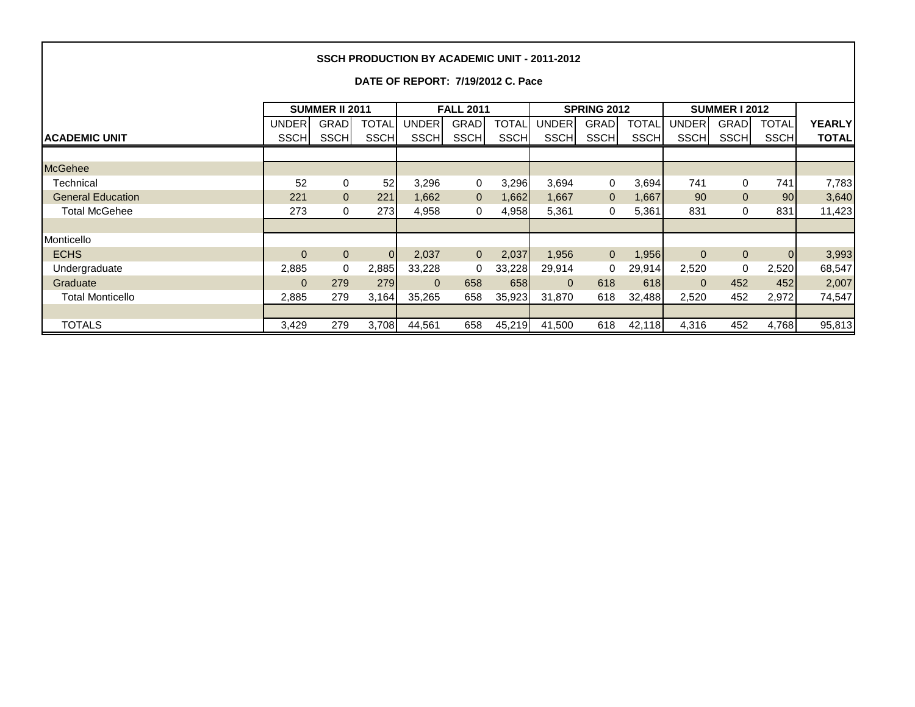**SSCH PRODUCTION BY ACADEMIC UNIT - 2011-2012**

**DATE OF REPORT: 7/19/2012 C. Pace**

| | SUMMER II 2011 | | | FALL 2011 | | | SPRING 2012 | | | SUMMER I 2012 | | | |
|---|---|---|---|---|---|---|---|---|---|---|---|---|---|
| **ACADEMIC UNIT** | UNDER SSCH | GRAD SSCH | TOTAL SSCH | UNDER SSCH | GRAD SSCH | TOTAL SSCH | UNDER SSCH | GRAD SSCH | TOTAL SSCH | UNDER SSCH | GRAD SSCH | TOTAL SSCH | **YEARLY TOTAL** |
| McGehee | | | | | | | | | | | | | |
| Technical | 52 | 0 | 52 | 3,296 | 0 | 3,296 | 3,694 | 0 | 3,694 | 741 | 0 | 741 | 7,783 |
| General Education | 221 | 0 | 221 | 1,662 | 0 | 1,662 | 1,667 | 0 | 1,667 | 90 | 0 | 90 | 3,640 |
| Total McGehee | 273 | 0 | 273 | 4,958 | 0 | 4,958 | 5,361 | 0 | 5,361 | 831 | 0 | 831 | 11,423 |
| Monticello | | | | | | | | | | | | | |
| ECHS | 0 | 0 | 0 | 2,037 | 0 | 2,037 | 1,956 | 0 | 1,956 | 0 | 0 | 0 | 3,993 |
| Undergraduate | 2,885 | 0 | 2,885 | 33,228 | 0 | 33,228 | 29,914 | 0 | 29,914 | 2,520 | 0 | 2,520 | 68,547 |
| Graduate | 0 | 279 | 279 | 0 | 658 | 658 | 0 | 618 | 618 | 0 | 452 | 452 | 2,007 |
| Total Monticello | 2,885 | 279 | 3,164 | 35,265 | 658 | 35,923 | 31,870 | 618 | 32,488 | 2,520 | 452 | 2,972 | 74,547 |
| TOTALS | 3,429 | 279 | 3,708 | 44,561 | 658 | 45,219 | 41,500 | 618 | 42,118 | 4,316 | 452 | 4,768 | 95,813 |